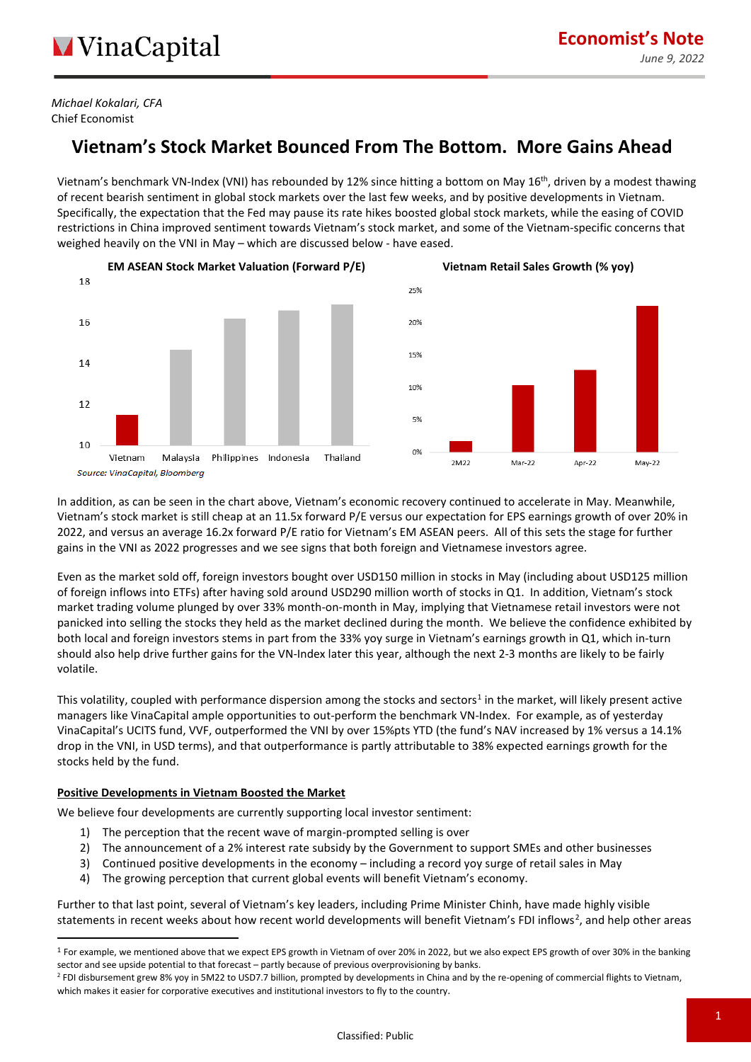**Economist's Note**
*June 9, 2022*

*Michael Kokalari, CFA*
Chief Economist

# Vietnam's Stock Market Bounced From The Bottom. More Gains Ahead

Vietnam's benchmark VN-Index (VNI) has rebounded by 12% since hitting a bottom on May 16th, driven by a modest thawing of recent bearish sentiment in global stock markets over the last few weeks, and by positive developments in Vietnam. Specifically, the expectation that the Fed may pause its rate hikes boosted global stock markets, while the easing of COVID restrictions in China improved sentiment towards Vietnam's stock market, and some of the Vietnam-specific concerns that weighed heavily on the VNI in May – which are discussed below - have eased.

**EM ASEAN Stock Market Valuation (Forward P/E)**

**Vietnam Retail Sales Growth (% yoy)**

*Source: VinaCapital, Bloomberg*

In addition, as can be seen in the chart above, Vietnam's economic recovery continued to accelerate in May. Meanwhile, Vietnam's stock market is still cheap at an 11.5x forward P/E versus our expectation for EPS earnings growth of over 20% in 2022, and versus an average 16.2x forward P/E ratio for Vietnam's EM ASEAN peers. All of this sets the stage for further gains in the VNI as 2022 progresses and we see signs that both foreign and Vietnamese investors agree.

Even as the market sold off, foreign investors bought over USD150 million in stocks in May (including about USD125 million of foreign inflows into ETFs) after having sold around USD290 million worth of stocks in Q1. In addition, Vietnam's stock market trading volume plunged by over 33% month-on-month in May, implying that Vietnamese retail investors were not panicked into selling the stocks they held as the market declined during the month. We believe the confidence exhibited by both local and foreign investors stems in part from the 33% yoy surge in Vietnam's earnings growth in Q1, which in-turn should also help drive further gains for the VN-Index later this year, although the next 2-3 months are likely to be fairly volatile.

This volatility, coupled with performance dispersion among the stocks and sectors[1] in the market, will likely present active managers like VinaCapital ample opportunities to out-perform the benchmark VN-Index. For example, as of yesterday VinaCapital's UCITS fund, VVF, outperformed the VNI by over 15%pts YTD (the fund's NAV increased by 1% versus a 14.1% drop in the VNI, in USD terms), and that outperformance is partly attributable to 38% expected earnings growth for the stocks held by the fund.

**Positive Developments in Vietnam Boosted the Market**

We believe four developments are currently supporting local investor sentiment:

1) The perception that the recent wave of margin-prompted selling is over
2) The announcement of a 2% interest rate subsidy by the Government to support SMEs and other businesses
3) Continued positive developments in the economy – including a record yoy surge of retail sales in May
4) The growing perception that current global events will benefit Vietnam's economy.

Further to that last point, several of Vietnam's key leaders, including Prime Minister Chinh, have made highly visible statements in recent weeks about how recent world developments will benefit Vietnam's FDI inflows[2], and help other areas

---

[1] For example, we mentioned above that we expect EPS growth in Vietnam of over 20% in 2022, but we also expect EPS growth of over 30% in the banking sector and see upside potential to that forecast – partly because of previous overprovisioning by banks.

[2] FDI disbursement grew 8% yoy in 5M22 to USD7.7 billion, prompted by developments in China and by the re-opening of commercial flights to Vietnam, which makes it easier for corporative executives and institutional investors to fly to the country.

Classified: Public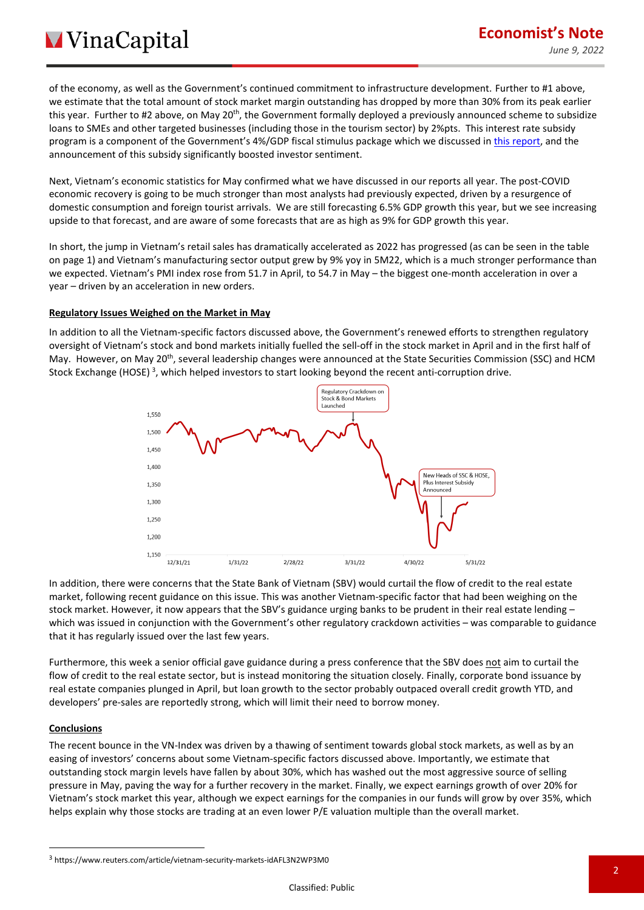of the economy, as well as the Government's continued commitment to infrastructure development. Further to #1 above, we estimate that the total amount of stock market margin outstanding has dropped by more than 30% from its peak earlier this year. Further to #2 above, on May 20th, the Government formally deployed a previously announced scheme to subsidize loans to SMEs and other targeted businesses (including those in the tourism sector) by 2%pts. This interest rate subsidy program is a component of the Government's 4%/GDP fiscal stimulus package which we discussed in this report, and the announcement of this subsidy significantly boosted investor sentiment.

Next, Vietnam's economic statistics for May confirmed what we have discussed in our reports all year. The post-COVID economic recovery is going to be much stronger than most analysts had previously expected, driven by a resurgence of domestic consumption and foreign tourist arrivals. We are still forecasting 6.5% GDP growth this year, but we see increasing upside to that forecast, and are aware of some forecasts that are as high as 9% for GDP growth this year.

In short, the jump in Vietnam's retail sales has dramatically accelerated as 2022 has progressed (as can be seen in the table on page 1) and Vietnam's manufacturing sector output grew by 9% yoy in 5M22, which is a much stronger performance than we expected. Vietnam's PMI index rose from 51.7 in April, to 54.7 in May – the biggest one-month acceleration in over a year – driven by an acceleration in new orders.

## Regulatory Issues Weighed on the Market in May

In addition to all the Vietnam-specific factors discussed above, the Government's renewed efforts to strengthen regulatory oversight of Vietnam's stock and bond markets initially fuelled the sell-off in the stock market in April and in the first half of May. However, on May 20th, several leadership changes were announced at the State Securities Commission (SSC) and HCM Stock Exchange (HOSE) [3], which helped investors to start looking beyond the recent anti-corruption drive.

In addition, there were concerns that the State Bank of Vietnam (SBV) would curtail the flow of credit to the real estate market, following recent guidance on this issue. This was another Vietnam-specific factor that had been weighing on the stock market. However, it now appears that the SBV's guidance urging banks to be prudent in their real estate lending – which was issued in conjunction with the Government's other regulatory crackdown activities – was comparable to guidance that it has regularly issued over the last few years.

Furthermore, this week a senior official gave guidance during a press conference that the SBV does not aim to curtail the flow of credit to the real estate sector, but is instead monitoring the situation closely. Finally, corporate bond issuance by real estate companies plunged in April, but loan growth to the sector probably outpaced overall credit growth YTD, and developers' pre-sales are reportedly strong, which will limit their need to borrow money.

## Conclusions

The recent bounce in the VN-Index was driven by a thawing of sentiment towards global stock markets, as well as by an easing of investors' concerns about some Vietnam-specific factors discussed above. Importantly, we estimate that outstanding stock margin levels have fallen by about 30%, which has washed out the most aggressive source of selling pressure in May, paving the way for a further recovery in the market. Finally, we expect earnings growth of over 20% for Vietnam's stock market this year, although we expect earnings for the companies in our funds will grow by over 35%, which helps explain why those stocks are trading at an even lower P/E valuation multiple than the overall market.

[3] https://www.reuters.com/article/vietnam-security-markets-idAFL3N2WP3M0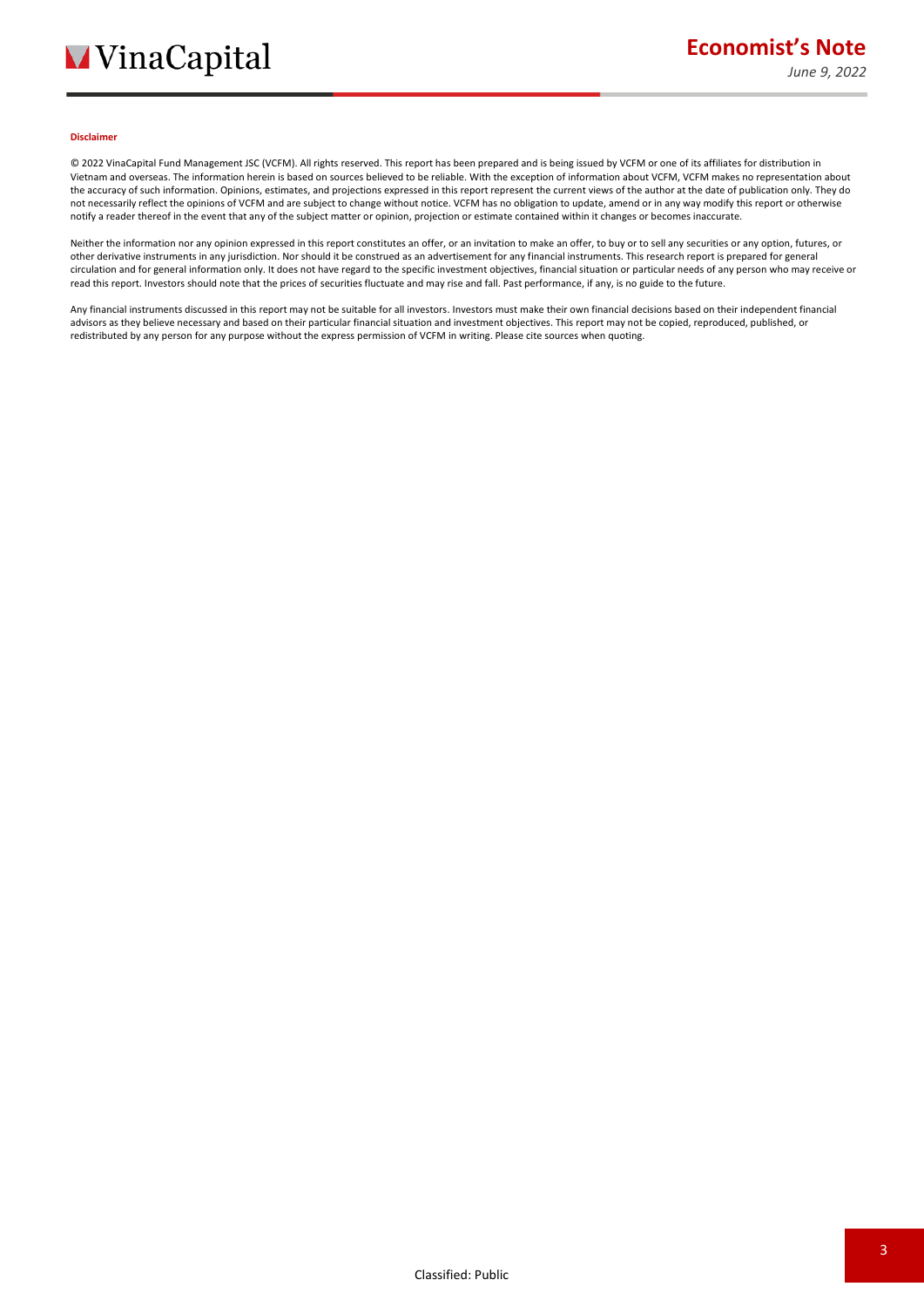**Disclaimer**

© 2022 VinaCapital Fund Management JSC (VCFM). All rights reserved. This report has been prepared and is being issued by VCFM or one of its affiliates for distribution in Vietnam and overseas. The information herein is based on sources believed to be reliable. With the exception of information about VCFM, VCFM makes no representation about the accuracy of such information. Opinions, estimates, and projections expressed in this report represent the current views of the author at the date of publication only. They do not necessarily reflect the opinions of VCFM and are subject to change without notice. VCFM has no obligation to update, amend or in any way modify this report or otherwise notify a reader thereof in the event that any of the subject matter or opinion, projection or estimate contained within it changes or becomes inaccurate.

Neither the information nor any opinion expressed in this report constitutes an offer, or an invitation to make an offer, to buy or to sell any securities or any option, futures, or other derivative instruments in any jurisdiction. Nor should it be construed as an advertisement for any financial instruments. This research report is prepared for general circulation and for general information only. It does not have regard to the specific investment objectives, financial situation or particular needs of any person who may receive or read this report. Investors should note that the prices of securities fluctuate and may rise and fall. Past performance, if any, is no guide to the future.

Any financial instruments discussed in this report may not be suitable for all investors. Investors must make their own financial decisions based on their independent financial advisors as they believe necessary and based on their particular financial situation and investment objectives. This report may not be copied, reproduced, published, or redistributed by any person for any purpose without the express permission of VCFM in writing. Please cite sources when quoting.